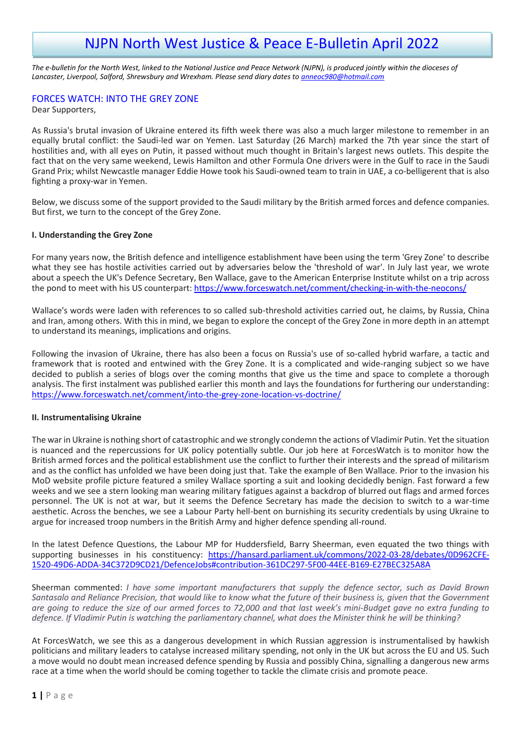# NJPN North West Justice & Peace E-Bulletin April 2022

*The e-bulletin for the North West, linked to the National Justice and Peace Network (NJPN), is produced jointly within the dioceses of Lancaster, Liverpool, Salford, Shrewsbury and Wrexham. Please send diary dates to anneoc980@hotmail.com*

## FORCES WATCH: INTO THE GREY ZONE

Dear Supporters,

As Russia's brutal invasion of Ukraine entered its fifth week there was also a much larger milestone to remember in an equally brutal conflict: the Saudi-led war on Yemen. Last Saturday (26 March) marked the 7th year since the start of hostilities and, with all eyes on Putin, it passed without much thought in Britain's largest news outlets. This despite the fact that on the very same weekend, Lewis Hamilton and other Formula One drivers were in the Gulf to race in the Saudi Grand Prix; whilst Newcastle manager Eddie Howe took his Saudi-owned team to train in UAE, a co-belligerent that is also fighting a proxy-war in Yemen.

Below, we discuss some of the support provided to the Saudi military by the British armed forces and defence companies. But first, we turn to the concept of the Grey Zone.

**I. Understanding the Grey Zone**

For many years now, the British defence and intelligence establishment have been using the term 'Grey Zone' to describe what they see has hostile activities carried out by adversaries below the 'threshold of war'. In July last year, we wrote about a speech the UK's Defence Secretary, Ben Wallace, gave to the American Enterprise Institute whilst on a trip across the pond to meet with his US counterpart: https://www.forceswatch.net/comment/checking-in-with-the-neocons/

Wallace's words were laden with references to so called sub-threshold activities carried out, he claims, by Russia, China and Iran, among others. With this in mind, we began to explore the concept of the Grey Zone in more depth in an attempt to understand its meanings, implications and origins.

Following the invasion of Ukraine, there has also been a focus on Russia's use of so-called hybrid warfare, a tactic and framework that is rooted and entwined with the Grey Zone. It is a complicated and wide-ranging subject so we have decided to publish a series of blogs over the coming months that give us the time and space to complete a thorough analysis. The first instalment was published earlier this month and lays the foundations for furthering our understanding: https://www.forceswatch.net/comment/into-the-grey-zone-location-vs-doctrine/

**II. Instrumentalising Ukraine**

The war in Ukraine is nothing short of catastrophic and we strongly condemn the actions of Vladimir Putin. Yet the situation is nuanced and the repercussions for UK policy potentially subtle. Our job here at ForcesWatch is to monitor how the British armed forces and the political establishment use the conflict to further their interests and the spread of militarism and as the conflict has unfolded we have been doing just that. Take the example of Ben Wallace. Prior to the invasion his MoD website profile picture featured a smiley Wallace sporting a suit and looking decidedly benign. Fast forward a few weeks and we see a stern looking man wearing military fatigues against a backdrop of blurred out flags and armed forces personnel. The UK is not at war, but it seems the Defence Secretary has made the decision to switch to a war-time aesthetic. Across the benches, we see a Labour Party hell-bent on burnishing its security credentials by using Ukraine to argue for increased troop numbers in the British Army and higher defence spending all-round.

In the latest Defence Questions, the Labour MP for Huddersfield, Barry Sheerman, even equated the two things with supporting businesses in his constituency: https://hansard.parliament.uk/commons/2022-03-28/debates/0D962CFE-1520-49D6-ADDA-34C372D9CD21/DefenceJobs#contribution-361DC297-5F00-44EE-B169-E27BEC325A8A

Sheerman commented: *I have some important manufacturers that supply the defence sector, such as David Brown Santasalo and Reliance Precision, that would like to know what the future of their business is, given that the Government are going to reduce the size of our armed forces to 72,000 and that last week's mini-Budget gave no extra funding to defence. If Vladimir Putin is watching the parliamentary channel, what does the Minister think he will be thinking?*

At ForcesWatch, we see this as a dangerous development in which Russian aggression is instrumentalised by hawkish politicians and military leaders to catalyse increased military spending, not only in the UK but across the EU and US. Such a move would no doubt mean increased defence spending by Russia and possibly China, signalling a dangerous new arms race at a time when the world should be coming together to tackle the climate crisis and promote peace.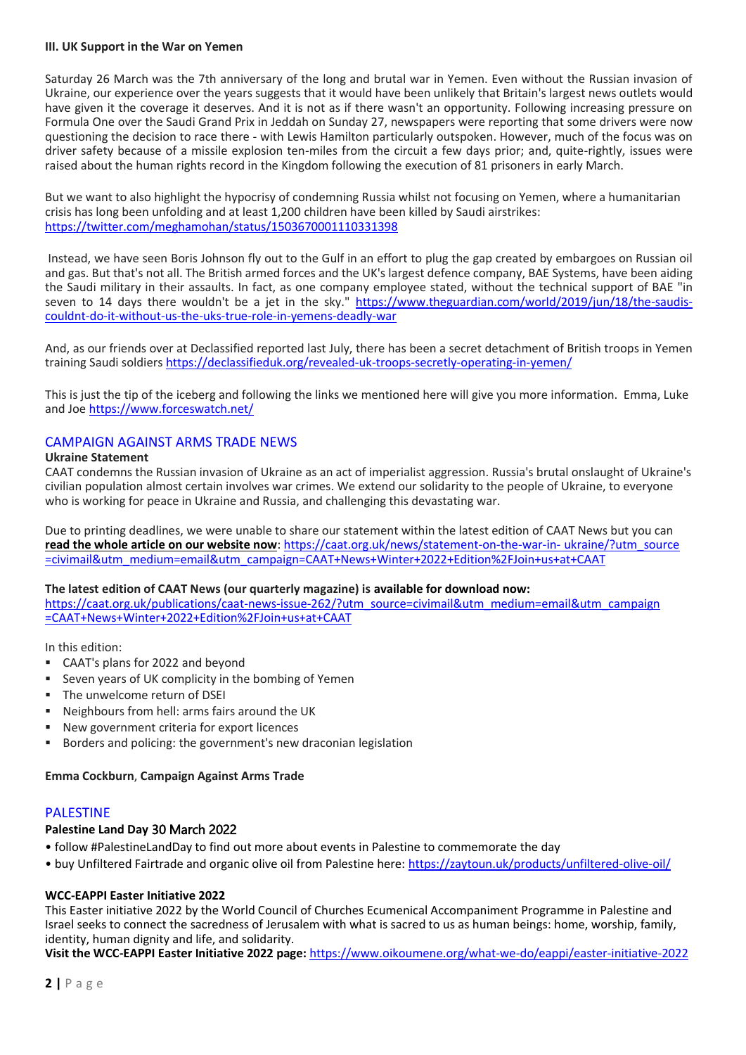### III. UK Support in the War on Yemen

Saturday 26 March was the 7th anniversary of the long and brutal war in Yemen. Even without the Russian invasion of Ukraine, our experience over the years suggests that it would have been unlikely that Britain's largest news outlets would have given it the coverage it deserves. And it is not as if there wasn't an opportunity. Following increasing pressure on Formula One over the Saudi Grand Prix in Jeddah on Sunday 27, newspapers were reporting that some drivers were now questioning the decision to race there - with Lewis Hamilton particularly outspoken. However, much of the focus was on driver safety because of a missile explosion ten-miles from the circuit a few days prior; and, quite-rightly, issues were raised about the human rights record in the Kingdom following the execution of 81 prisoners in early March.

But we want to also highlight the hypocrisy of condemning Russia whilst not focusing on Yemen, where a humanitarian crisis has long been unfolding and at least 1,200 children have been killed by Saudi airstrikes: https://twitter.com/meghamohan/status/1503670001110331398

Instead, we have seen Boris Johnson fly out to the Gulf in an effort to plug the gap created by embargoes on Russian oil and gas. But that's not all. The British armed forces and the UK's largest defence company, BAE Systems, have been aiding the Saudi military in their assaults. In fact, as one company employee stated, without the technical support of BAE "in seven to 14 days there wouldn't be a jet in the sky." https://www.theguardian.com/world/2019/jun/18/the-saudis-couldnt-do-it-without-us-the-uks-true-role-in-yemens-deadly-war

And, as our friends over at Declassified reported last July, there has been a secret detachment of British troops in Yemen training Saudi soldiers https://declassifieduk.org/revealed-uk-troops-secretly-operating-in-yemen/

This is just the tip of the iceberg and following the links we mentioned here will give you more information. Emma, Luke and Joe https://www.forceswatch.net/

## CAMPAIGN AGAINST ARMS TRADE NEWS

**Ukraine Statement**

CAAT condemns the Russian invasion of Ukraine as an act of imperialist aggression. Russia's brutal onslaught of Ukraine's civilian population almost certain involves war crimes. We extend our solidarity to the people of Ukraine, to everyone who is working for peace in Ukraine and Russia, and challenging this devastating war.

Due to printing deadlines, we were unable to share our statement within the latest edition of CAAT News but you can **read the whole article on our website now**: https://caat.org.uk/news/statement-on-the-war-in-ukraine/?utm_source=civimail&utm_medium=email&utm_campaign=CAAT+News+Winter+2022+Edition%2FJoin+us+at+CAAT

**The latest edition of CAAT News (our quarterly magazine) is available for download now:**
https://caat.org.uk/publications/caat-news-issue-262/?utm_source=civimail&utm_medium=email&utm_campaign=CAAT+News+Winter+2022+Edition%2FJoin+us+at+CAAT

In this edition:

- CAAT's plans for 2022 and beyond
- Seven years of UK complicity in the bombing of Yemen
- The unwelcome return of DSEI
- Neighbours from hell: arms fairs around the UK
- New government criteria for export licences
- Borders and policing: the government's new draconian legislation

**Emma Cockburn**, **Campaign Against Arms Trade**

## PALESTINE

**Palestine Land Day 30 March 2022**

- follow #PalestineLandDay to find out more about events in Palestine to commemorate the day
- buy Unfiltered Fairtrade and organic olive oil from Palestine here: https://zaytoun.uk/products/unfiltered-olive-oil/

**WCC-EAPPI Easter Initiative 2022**

This Easter initiative 2022 by the World Council of Churches Ecumenical Accompaniment Programme in Palestine and Israel seeks to connect the sacredness of Jerusalem with what is sacred to us as human beings: home, worship, family, identity, human dignity and life, and solidarity.

**Visit the WCC-EAPPI Easter Initiative 2022 page:** https://www.oikoumene.org/what-we-do/eappi/easter-initiative-2022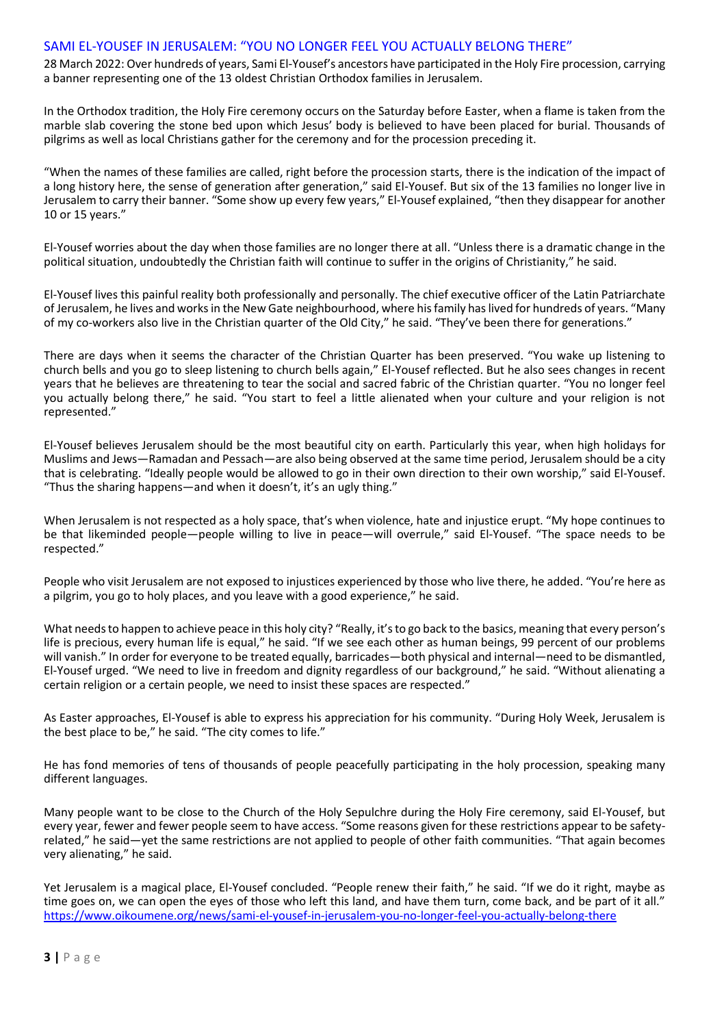## SAMI EL-YOUSEF IN JERUSALEM: "YOU NO LONGER FEEL YOU ACTUALLY BELONG THERE"

28 March 2022: Over hundreds of years, Sami El-Yousef's ancestors have participated in the Holy Fire procession, carrying a banner representing one of the 13 oldest Christian Orthodox families in Jerusalem.

In the Orthodox tradition, the Holy Fire ceremony occurs on the Saturday before Easter, when a flame is taken from the marble slab covering the stone bed upon which Jesus' body is believed to have been placed for burial. Thousands of pilgrims as well as local Christians gather for the ceremony and for the procession preceding it.

"When the names of these families are called, right before the procession starts, there is the indication of the impact of a long history here, the sense of generation after generation," said El-Yousef. But six of the 13 families no longer live in Jerusalem to carry their banner. "Some show up every few years," El-Yousef explained, "then they disappear for another 10 or 15 years."

El-Yousef worries about the day when those families are no longer there at all. "Unless there is a dramatic change in the political situation, undoubtedly the Christian faith will continue to suffer in the origins of Christianity," he said.

El-Yousef lives this painful reality both professionally and personally. The chief executive officer of the Latin Patriarchate of Jerusalem, he lives and works in the New Gate neighbourhood, where his family has lived for hundreds of years. "Many of my co-workers also live in the Christian quarter of the Old City," he said. "They've been there for generations."

There are days when it seems the character of the Christian Quarter has been preserved. "You wake up listening to church bells and you go to sleep listening to church bells again," El-Yousef reflected. But he also sees changes in recent years that he believes are threatening to tear the social and sacred fabric of the Christian quarter. "You no longer feel you actually belong there," he said. "You start to feel a little alienated when your culture and your religion is not represented."

El-Yousef believes Jerusalem should be the most beautiful city on earth. Particularly this year, when high holidays for Muslims and Jews—Ramadan and Pessach—are also being observed at the same time period, Jerusalem should be a city that is celebrating. "Ideally people would be allowed to go in their own direction to their own worship," said El-Yousef. "Thus the sharing happens—and when it doesn't, it's an ugly thing."

When Jerusalem is not respected as a holy space, that's when violence, hate and injustice erupt. "My hope continues to be that likeminded people—people willing to live in peace—will overrule," said El-Yousef. "The space needs to be respected."

People who visit Jerusalem are not exposed to injustices experienced by those who live there, he added. "You're here as a pilgrim, you go to holy places, and you leave with a good experience," he said.

What needs to happen to achieve peace in this holy city? "Really, it's to go back to the basics, meaning that every person's life is precious, every human life is equal," he said. "If we see each other as human beings, 99 percent of our problems will vanish." In order for everyone to be treated equally, barricades—both physical and internal—need to be dismantled, El-Yousef urged. "We need to live in freedom and dignity regardless of our background," he said. "Without alienating a certain religion or a certain people, we need to insist these spaces are respected."

As Easter approaches, El-Yousef is able to express his appreciation for his community. "During Holy Week, Jerusalem is the best place to be," he said. "The city comes to life."

He has fond memories of tens of thousands of people peacefully participating in the holy procession, speaking many different languages.

Many people want to be close to the Church of the Holy Sepulchre during the Holy Fire ceremony, said El-Yousef, but every year, fewer and fewer people seem to have access. "Some reasons given for these restrictions appear to be safety-related," he said—yet the same restrictions are not applied to people of other faith communities. "That again becomes very alienating," he said.

Yet Jerusalem is a magical place, El-Yousef concluded. "People renew their faith," he said. "If we do it right, maybe as time goes on, we can open the eyes of those who left this land, and have them turn, come back, and be part of it all."
https://www.oikoumene.org/news/sami-el-yousef-in-jerusalem-you-no-longer-feel-you-actually-belong-there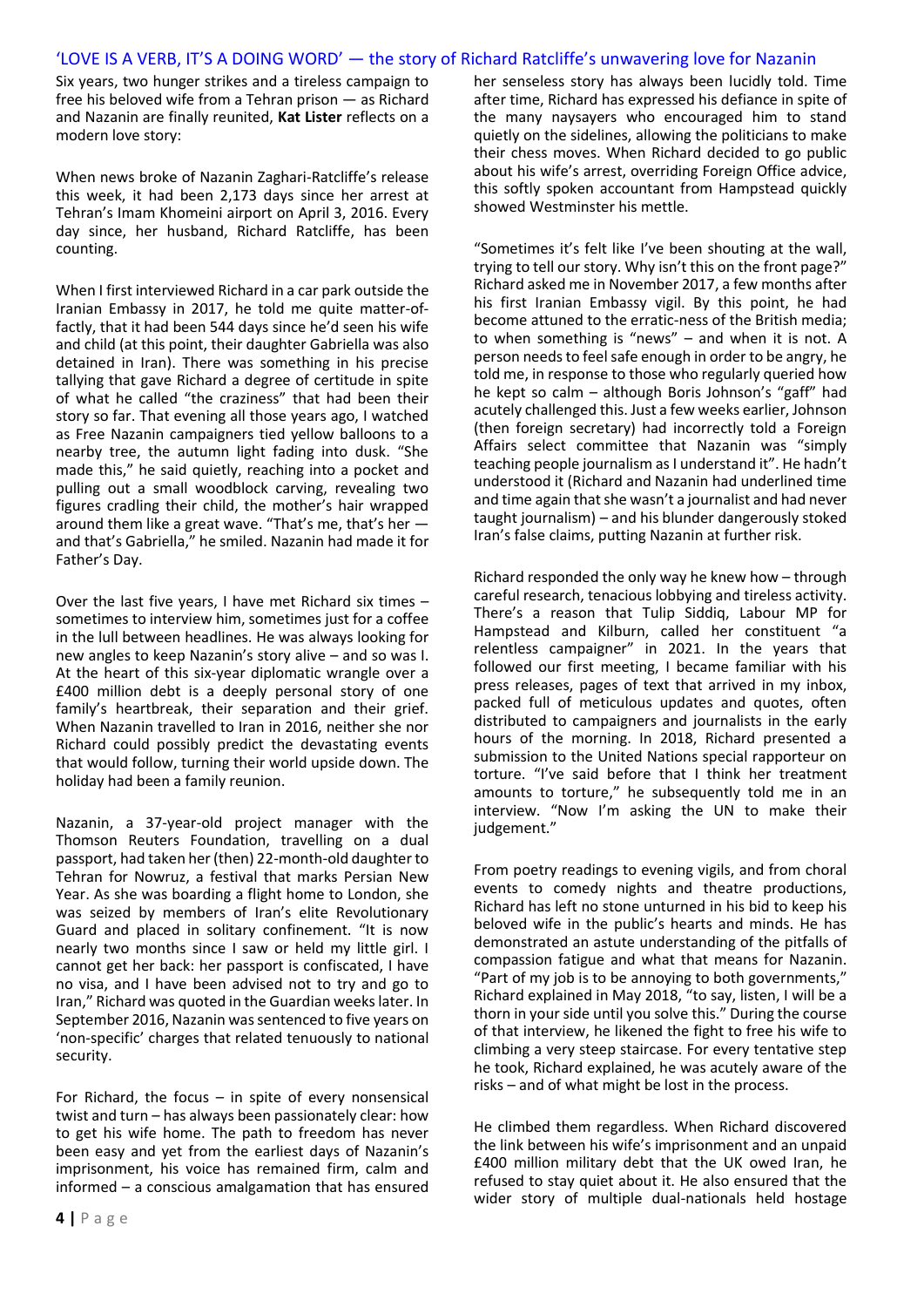## 'LOVE IS A VERB, IT'S A DOING WORD' — the story of Richard Ratcliffe's unwavering love for Nazanin

Six years, two hunger strikes and a tireless campaign to free his beloved wife from a Tehran prison — as Richard and Nazanin are finally reunited, **Kat Lister** reflects on a modern love story:

When news broke of Nazanin Zaghari-Ratcliffe's release this week, it had been 2,173 days since her arrest at Tehran's Imam Khomeini airport on April 3, 2016. Every day since, her husband, Richard Ratcliffe, has been counting.

When I first interviewed Richard in a car park outside the Iranian Embassy in 2017, he told me quite matter-of-factly, that it had been 544 days since he'd seen his wife and child (at this point, their daughter Gabriella was also detained in Iran). There was something in his precise tallying that gave Richard a degree of certitude in spite of what he called "the craziness" that had been their story so far. That evening all those years ago, I watched as Free Nazanin campaigners tied yellow balloons to a nearby tree, the autumn light fading into dusk. "She made this," he said quietly, reaching into a pocket and pulling out a small woodblock carving, revealing two figures cradling their child, the mother's hair wrapped around them like a great wave. "That's me, that's her — and that's Gabriella," he smiled. Nazanin had made it for Father's Day.

Over the last five years, I have met Richard six times – sometimes to interview him, sometimes just for a coffee in the lull between headlines. He was always looking for new angles to keep Nazanin's story alive – and so was I. At the heart of this six-year diplomatic wrangle over a £400 million debt is a deeply personal story of one family's heartbreak, their separation and their grief. When Nazanin travelled to Iran in 2016, neither she nor Richard could possibly predict the devastating events that would follow, turning their world upside down. The holiday had been a family reunion.

Nazanin, a 37-year-old project manager with the Thomson Reuters Foundation, travelling on a dual passport, had taken her (then) 22-month-old daughter to Tehran for Nowruz, a festival that marks Persian New Year. As she was boarding a flight home to London, she was seized by members of Iran's elite Revolutionary Guard and placed in solitary confinement. "It is now nearly two months since I saw or held my little girl. I cannot get her back: her passport is confiscated, I have no visa, and I have been advised not to try and go to Iran," Richard was quoted in the Guardian weeks later. In September 2016, Nazanin was sentenced to five years on 'non-specific' charges that related tenuously to national security.

For Richard, the focus – in spite of every nonsensical twist and turn – has always been passionately clear: how to get his wife home. The path to freedom has never been easy and yet from the earliest days of Nazanin's imprisonment, his voice has remained firm, calm and informed – a conscious amalgamation that has ensured her senseless story has always been lucidly told. Time after time, Richard has expressed his defiance in spite of the many naysayers who encouraged him to stand quietly on the sidelines, allowing the politicians to make their chess moves. When Richard decided to go public about his wife's arrest, overriding Foreign Office advice, this softly spoken accountant from Hampstead quickly showed Westminster his mettle.

"Sometimes it's felt like I've been shouting at the wall, trying to tell our story. Why isn't this on the front page?" Richard asked me in November 2017, a few months after his first Iranian Embassy vigil. By this point, he had become attuned to the erratic-ness of the British media; to when something is "news" – and when it is not. A person needs to feel safe enough in order to be angry, he told me, in response to those who regularly queried how he kept so calm – although Boris Johnson's "gaff" had acutely challenged this. Just a few weeks earlier, Johnson (then foreign secretary) had incorrectly told a Foreign Affairs select committee that Nazanin was "simply teaching people journalism as I understand it". He hadn't understood it (Richard and Nazanin had underlined time and time again that she wasn't a journalist and had never taught journalism) – and his blunder dangerously stoked Iran's false claims, putting Nazanin at further risk.

Richard responded the only way he knew how – through careful research, tenacious lobbying and tireless activity. There's a reason that Tulip Siddiq, Labour MP for Hampstead and Kilburn, called her constituent "a relentless campaigner" in 2021. In the years that followed our first meeting, I became familiar with his press releases, pages of text that arrived in my inbox, packed full of meticulous updates and quotes, often distributed to campaigners and journalists in the early hours of the morning. In 2018, Richard presented a submission to the United Nations special rapporteur on torture. "I've said before that I think her treatment amounts to torture," he subsequently told me in an interview. "Now I'm asking the UN to make their judgement."

From poetry readings to evening vigils, and from choral events to comedy nights and theatre productions, Richard has left no stone unturned in his bid to keep his beloved wife in the public's hearts and minds. He has demonstrated an astute understanding of the pitfalls of compassion fatigue and what that means for Nazanin. "Part of my job is to be annoying to both governments," Richard explained in May 2018, "to say, listen, I will be a thorn in your side until you solve this." During the course of that interview, he likened the fight to free his wife to climbing a very steep staircase. For every tentative step he took, Richard explained, he was acutely aware of the risks – and of what might be lost in the process.

He climbed them regardless. When Richard discovered the link between his wife's imprisonment and an unpaid £400 million military debt that the UK owed Iran, he refused to stay quiet about it. He also ensured that the wider story of multiple dual-nationals held hostage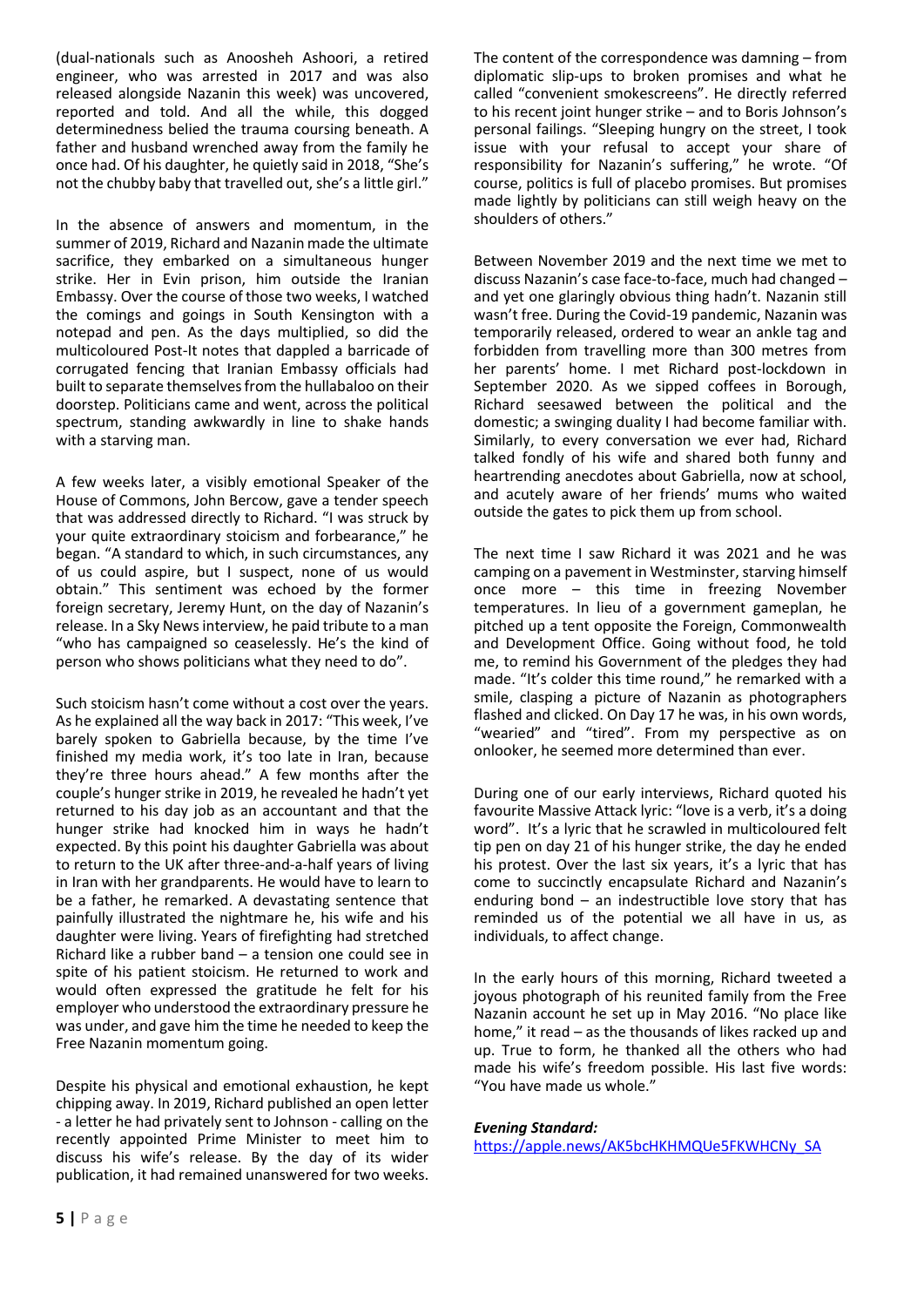(dual-nationals such as Anoosheh Ashoori, a retired engineer, who was arrested in 2017 and was also released alongside Nazanin this week) was uncovered, reported and told. And all the while, this dogged determinedness belied the trauma coursing beneath. A father and husband wrenched away from the family he once had. Of his daughter, he quietly said in 2018, "She's not the chubby baby that travelled out, she's a little girl."

In the absence of answers and momentum, in the summer of 2019, Richard and Nazanin made the ultimate sacrifice, they embarked on a simultaneous hunger strike. Her in Evin prison, him outside the Iranian Embassy. Over the course of those two weeks, I watched the comings and goings in South Kensington with a notepad and pen. As the days multiplied, so did the multicoloured Post-It notes that dappled a barricade of corrugated fencing that Iranian Embassy officials had built to separate themselves from the hullabaloo on their doorstep. Politicians came and went, across the political spectrum, standing awkwardly in line to shake hands with a starving man.

A few weeks later, a visibly emotional Speaker of the House of Commons, John Bercow, gave a tender speech that was addressed directly to Richard. "I was struck by your quite extraordinary stoicism and forbearance," he began. "A standard to which, in such circumstances, any of us could aspire, but I suspect, none of us would obtain." This sentiment was echoed by the former foreign secretary, Jeremy Hunt, on the day of Nazanin's release. In a Sky News interview, he paid tribute to a man "who has campaigned so ceaselessly. He's the kind of person who shows politicians what they need to do".

Such stoicism hasn't come without a cost over the years. As he explained all the way back in 2017: "This week, I've barely spoken to Gabriella because, by the time I've finished my media work, it's too late in Iran, because they're three hours ahead." A few months after the couple's hunger strike in 2019, he revealed he hadn't yet returned to his day job as an accountant and that the hunger strike had knocked him in ways he hadn't expected. By this point his daughter Gabriella was about to return to the UK after three-and-a-half years of living in Iran with her grandparents. He would have to learn to be a father, he remarked. A devastating sentence that painfully illustrated the nightmare he, his wife and his daughter were living. Years of firefighting had stretched Richard like a rubber band – a tension one could see in spite of his patient stoicism. He returned to work and would often expressed the gratitude he felt for his employer who understood the extraordinary pressure he was under, and gave him the time he needed to keep the Free Nazanin momentum going.

Despite his physical and emotional exhaustion, he kept chipping away. In 2019, Richard published an open letter - a letter he had privately sent to Johnson - calling on the recently appointed Prime Minister to meet him to discuss his wife's release. By the day of its wider publication, it had remained unanswered for two weeks.

The content of the correspondence was damning – from diplomatic slip-ups to broken promises and what he called "convenient smokescreens". He directly referred to his recent joint hunger strike – and to Boris Johnson's personal failings. "Sleeping hungry on the street, I took issue with your refusal to accept your share of responsibility for Nazanin's suffering," he wrote. "Of course, politics is full of placebo promises. But promises made lightly by politicians can still weigh heavy on the shoulders of others."

Between November 2019 and the next time we met to discuss Nazanin's case face-to-face, much had changed – and yet one glaringly obvious thing hadn't. Nazanin still wasn't free. During the Covid-19 pandemic, Nazanin was temporarily released, ordered to wear an ankle tag and forbidden from travelling more than 300 metres from her parents' home. I met Richard post-lockdown in September 2020. As we sipped coffees in Borough, Richard seesawed between the political and the domestic; a swinging duality I had become familiar with. Similarly, to every conversation we ever had, Richard talked fondly of his wife and shared both funny and heartrending anecdotes about Gabriella, now at school, and acutely aware of her friends' mums who waited outside the gates to pick them up from school.

The next time I saw Richard it was 2021 and he was camping on a pavement in Westminster, starving himself once more – this time in freezing November temperatures. In lieu of a government gameplan, he pitched up a tent opposite the Foreign, Commonwealth and Development Office. Going without food, he told me, to remind his Government of the pledges they had made. "It's colder this time round," he remarked with a smile, clasping a picture of Nazanin as photographers flashed and clicked. On Day 17 he was, in his own words, "wearied" and "tired". From my perspective as on onlooker, he seemed more determined than ever.

During one of our early interviews, Richard quoted his favourite Massive Attack lyric: "love is a verb, it's a doing word". It's a lyric that he scrawled in multicoloured felt tip pen on day 21 of his hunger strike, the day he ended his protest. Over the last six years, it's a lyric that has come to succinctly encapsulate Richard and Nazanin's enduring bond – an indestructible love story that has reminded us of the potential we all have in us, as individuals, to affect change.

In the early hours of this morning, Richard tweeted a joyous photograph of his reunited family from the Free Nazanin account he set up in May 2016. "No place like home," it read – as the thousands of likes racked up and up. True to form, he thanked all the others who had made his wife's freedom possible. His last five words: "You have made us whole."

***Evening Standard:***
https://apple.news/AK5bcHKHMQUe5FKWHCNy_SA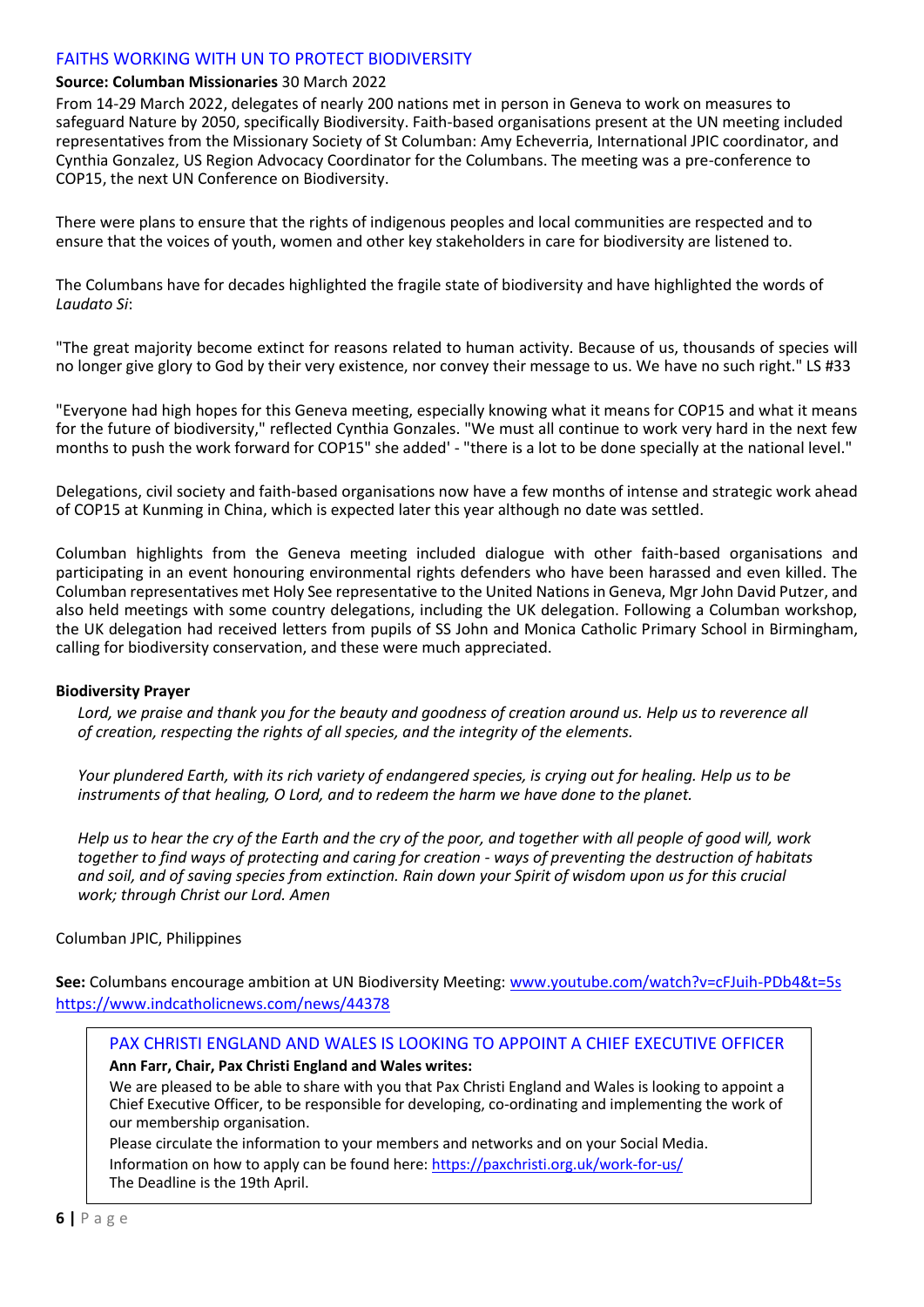## FAITHS WORKING WITH UN TO PROTECT BIODIVERSITY

**Source: Columban Missionaries** 30 March 2022

From 14-29 March 2022, delegates of nearly 200 nations met in person in Geneva to work on measures to safeguard Nature by 2050, specifically Biodiversity. Faith-based organisations present at the UN meeting included representatives from the Missionary Society of St Columban: Amy Echeverria, International JPIC coordinator, and Cynthia Gonzalez, US Region Advocacy Coordinator for the Columbans. The meeting was a pre-conference to COP15, the next UN Conference on Biodiversity.

There were plans to ensure that the rights of indigenous peoples and local communities are respected and to ensure that the voices of youth, women and other key stakeholders in care for biodiversity are listened to.

The Columbans have for decades highlighted the fragile state of biodiversity and have highlighted the words of *Laudato Si*:

"The great majority become extinct for reasons related to human activity. Because of us, thousands of species will no longer give glory to God by their very existence, nor convey their message to us. We have no such right." LS #33

"Everyone had high hopes for this Geneva meeting, especially knowing what it means for COP15 and what it means for the future of biodiversity," reflected Cynthia Gonzales. "We must all continue to work very hard in the next few months to push the work forward for COP15" she added' - "there is a lot to be done specially at the national level."

Delegations, civil society and faith-based organisations now have a few months of intense and strategic work ahead of COP15 at Kunming in China, which is expected later this year although no date was settled.

Columban highlights from the Geneva meeting included dialogue with other faith-based organisations and participating in an event honouring environmental rights defenders who have been harassed and even killed. The Columban representatives met Holy See representative to the United Nations in Geneva, Mgr John David Putzer, and also held meetings with some country delegations, including the UK delegation. Following a Columban workshop, the UK delegation had received letters from pupils of SS John and Monica Catholic Primary School in Birmingham, calling for biodiversity conservation, and these were much appreciated.

**Biodiversity Prayer**

*Lord, we praise and thank you for the beauty and goodness of creation around us. Help us to reverence all of creation, respecting the rights of all species, and the integrity of the elements.*

*Your plundered Earth, with its rich variety of endangered species, is crying out for healing. Help us to be instruments of that healing, O Lord, and to redeem the harm we have done to the planet.*

*Help us to hear the cry of the Earth and the cry of the poor, and together with all people of good will, work together to find ways of protecting and caring for creation - ways of preventing the destruction of habitats and soil, and of saving species from extinction. Rain down your Spirit of wisdom upon us for this crucial work; through Christ our Lord. Amen*

Columban JPIC, Philippines

**See:** Columbans encourage ambition at UN Biodiversity Meeting: www.youtube.com/watch?v=cFJuih-PDb4&t=5s
https://www.indcatholicnews.com/news/44378

## PAX CHRISTI ENGLAND AND WALES IS LOOKING TO APPOINT A CHIEF EXECUTIVE OFFICER

**Ann Farr, Chair, Pax Christi England and Wales writes:**

We are pleased to be able to share with you that Pax Christi England and Wales is looking to appoint a Chief Executive Officer, to be responsible for developing, co-ordinating and implementing the work of our membership organisation.

Please circulate the information to your members and networks and on your Social Media.

Information on how to apply can be found here: https://paxchristi.org.uk/work-for-us/

The Deadline is the 19th April.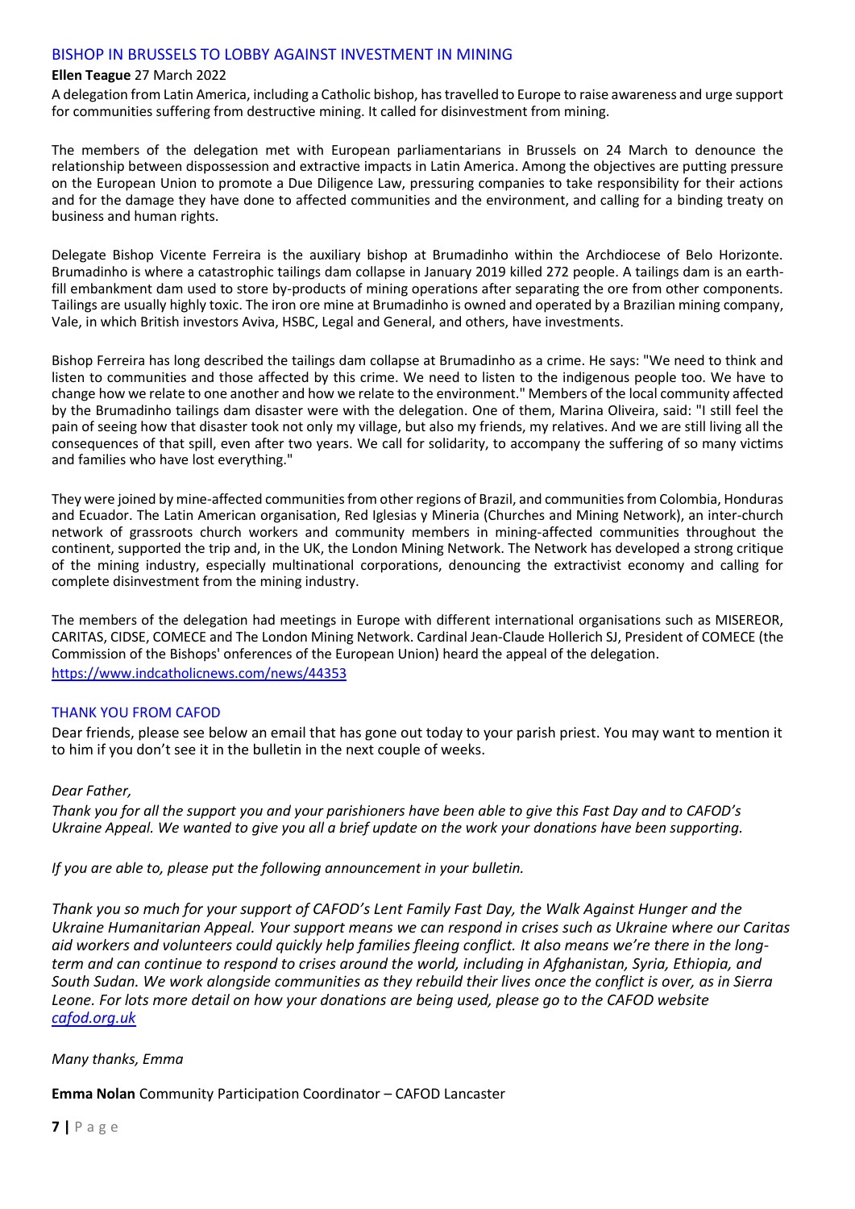## BISHOP IN BRUSSELS TO LOBBY AGAINST INVESTMENT IN MINING

**Ellen Teague** 27 March 2022

A delegation from Latin America, including a Catholic bishop, has travelled to Europe to raise awareness and urge support for communities suffering from destructive mining. It called for disinvestment from mining.

The members of the delegation met with European parliamentarians in Brussels on 24 March to denounce the relationship between dispossession and extractive impacts in Latin America. Among the objectives are putting pressure on the European Union to promote a Due Diligence Law, pressuring companies to take responsibility for their actions and for the damage they have done to affected communities and the environment, and calling for a binding treaty on business and human rights.

Delegate Bishop Vicente Ferreira is the auxiliary bishop at Brumadinho within the Archdiocese of Belo Horizonte. Brumadinho is where a catastrophic tailings dam collapse in January 2019 killed 272 people. A tailings dam is an earth-fill embankment dam used to store by-products of mining operations after separating the ore from other components. Tailings are usually highly toxic. The iron ore mine at Brumadinho is owned and operated by a Brazilian mining company, Vale, in which British investors Aviva, HSBC, Legal and General, and others, have investments.

Bishop Ferreira has long described the tailings dam collapse at Brumadinho as a crime. He says: "We need to think and listen to communities and those affected by this crime. We need to listen to the indigenous people too. We have to change how we relate to one another and how we relate to the environment." Members of the local community affected by the Brumadinho tailings dam disaster were with the delegation. One of them, Marina Oliveira, said: "I still feel the pain of seeing how that disaster took not only my village, but also my friends, my relatives. And we are still living all the consequences of that spill, even after two years. We call for solidarity, to accompany the suffering of so many victims and families who have lost everything."

They were joined by mine-affected communities from other regions of Brazil, and communities from Colombia, Honduras and Ecuador. The Latin American organisation, Red Iglesias y Mineria (Churches and Mining Network), an inter-church network of grassroots church workers and community members in mining-affected communities throughout the continent, supported the trip and, in the UK, the London Mining Network. The Network has developed a strong critique of the mining industry, especially multinational corporations, denouncing the extractivist economy and calling for complete disinvestment from the mining industry.

The members of the delegation had meetings in Europe with different international organisations such as MISEREOR, CARITAS, CIDSE, COMECE and The London Mining Network. Cardinal Jean-Claude Hollerich SJ, President of COMECE (the Commission of the Bishops' onferences of the European Union) heard the appeal of the delegation.

https://www.indcatholicnews.com/news/44353

## THANK YOU FROM CAFOD

Dear friends, please see below an email that has gone out today to your parish priest. You may want to mention it to him if you don't see it in the bulletin in the next couple of weeks.

*Dear Father,*

*Thank you for all the support you and your parishioners have been able to give this Fast Day and to CAFOD's Ukraine Appeal. We wanted to give you all a brief update on the work your donations have been supporting.*

*If you are able to, please put the following announcement in your bulletin.*

*Thank you so much for your support of CAFOD's Lent Family Fast Day, the Walk Against Hunger and the Ukraine Humanitarian Appeal. Your support means we can respond in crises such as Ukraine where our Caritas aid workers and volunteers could quickly help families fleeing conflict. It also means we're there in the long-term and can continue to respond to crises around the world, including in Afghanistan, Syria, Ethiopia, and South Sudan. We work alongside communities as they rebuild their lives once the conflict is over, as in Sierra Leone. For lots more detail on how your donations are being used, please go to the CAFOD website cafod.org.uk*

*Many thanks, Emma*

**Emma Nolan** Community Participation Coordinator – CAFOD Lancaster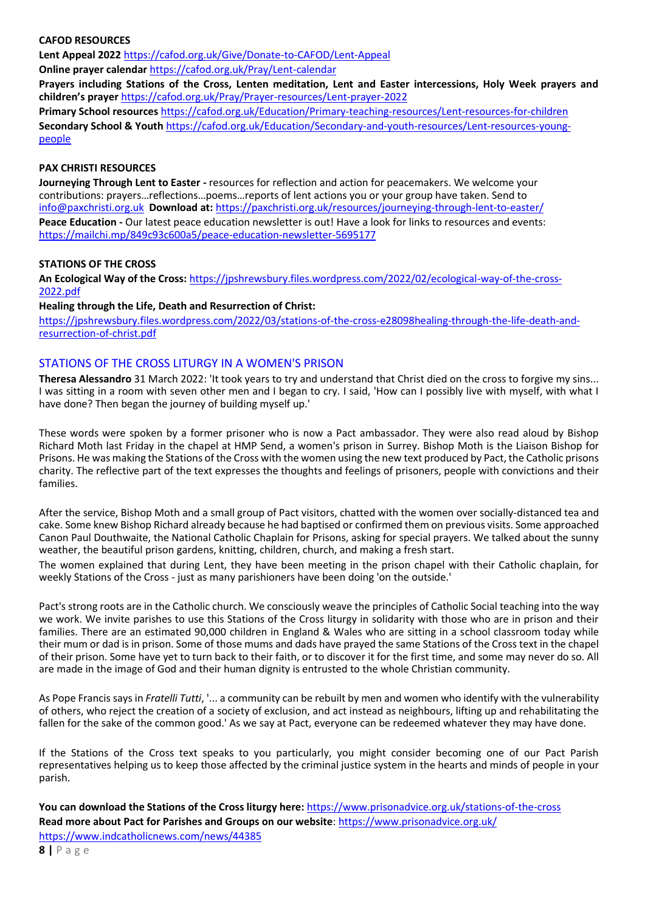**CAFOD RESOURCES**

**Lent Appeal 2022** https://cafod.org.uk/Give/Donate-to-CAFOD/Lent-Appeal

**Online prayer calendar** https://cafod.org.uk/Pray/Lent-calendar

**Prayers including Stations of the Cross, Lenten meditation, Lent and Easter intercessions, Holy Week prayers and children's prayer** https://cafod.org.uk/Pray/Prayer-resources/Lent-prayer-2022

**Primary School resources** https://cafod.org.uk/Education/Primary-teaching-resources/Lent-resources-for-children

**Secondary School & Youth** https://cafod.org.uk/Education/Secondary-and-youth-resources/Lent-resources-young-people

**PAX CHRISTI RESOURCES**

**Journeying Through Lent to Easter -** resources for reflection and action for peacemakers. We welcome your contributions: prayers…reflections…poems…reports of lent actions you or your group have taken. Send to info@paxchristi.org.uk **Download at:** https://paxchristi.org.uk/resources/journeying-through-lent-to-easter/

**Peace Education -** Our latest peace education newsletter is out! Have a look for links to resources and events: https://mailchi.mp/849c93c600a5/peace-education-newsletter-5695177

**STATIONS OF THE CROSS**

**An Ecological Way of the Cross:** https://jpshrewsbury.files.wordpress.com/2022/02/ecological-way-of-the-cross-2022.pdf

**Healing through the Life, Death and Resurrection of Christ:**

https://jpshrewsbury.files.wordpress.com/2022/03/stations-of-the-cross-e28098healing-through-the-life-death-and-resurrection-of-christ.pdf

## STATIONS OF THE CROSS LITURGY IN A WOMEN'S PRISON

**Theresa Alessandro** 31 March 2022: 'It took years to try and understand that Christ died on the cross to forgive my sins... I was sitting in a room with seven other men and I began to cry. I said, 'How can I possibly live with myself, with what I have done? Then began the journey of building myself up.'

These words were spoken by a former prisoner who is now a Pact ambassador. They were also read aloud by Bishop Richard Moth last Friday in the chapel at HMP Send, a women's prison in Surrey. Bishop Moth is the Liaison Bishop for Prisons. He was making the Stations of the Cross with the women using the new text produced by Pact, the Catholic prisons charity. The reflective part of the text expresses the thoughts and feelings of prisoners, people with convictions and their families.

After the service, Bishop Moth and a small group of Pact visitors, chatted with the women over socially-distanced tea and cake. Some knew Bishop Richard already because he had baptised or confirmed them on previous visits. Some approached Canon Paul Douthwaite, the National Catholic Chaplain for Prisons, asking for special prayers. We talked about the sunny weather, the beautiful prison gardens, knitting, children, church, and making a fresh start.

The women explained that during Lent, they have been meeting in the prison chapel with their Catholic chaplain, for weekly Stations of the Cross - just as many parishioners have been doing 'on the outside.'

Pact's strong roots are in the Catholic church. We consciously weave the principles of Catholic Social teaching into the way we work. We invite parishes to use this Stations of the Cross liturgy in solidarity with those who are in prison and their families. There are an estimated 90,000 children in England & Wales who are sitting in a school classroom today while their mum or dad is in prison. Some of those mums and dads have prayed the same Stations of the Cross text in the chapel of their prison. Some have yet to turn back to their faith, or to discover it for the first time, and some may never do so. All are made in the image of God and their human dignity is entrusted to the whole Christian community.

As Pope Francis says in *Fratelli Tutti*, '... a community can be rebuilt by men and women who identify with the vulnerability of others, who reject the creation of a society of exclusion, and act instead as neighbours, lifting up and rehabilitating the fallen for the sake of the common good.' As we say at Pact, everyone can be redeemed whatever they may have done.

If the Stations of the Cross text speaks to you particularly, you might consider becoming one of our Pact Parish representatives helping us to keep those affected by the criminal justice system in the hearts and minds of people in your parish.

**You can download the Stations of the Cross liturgy here:** https://www.prisonadvice.org.uk/stations-of-the-cross

**Read more about Pact for Parishes and Groups on our website**: https://www.prisonadvice.org.uk/

https://www.indcatholicnews.com/news/44385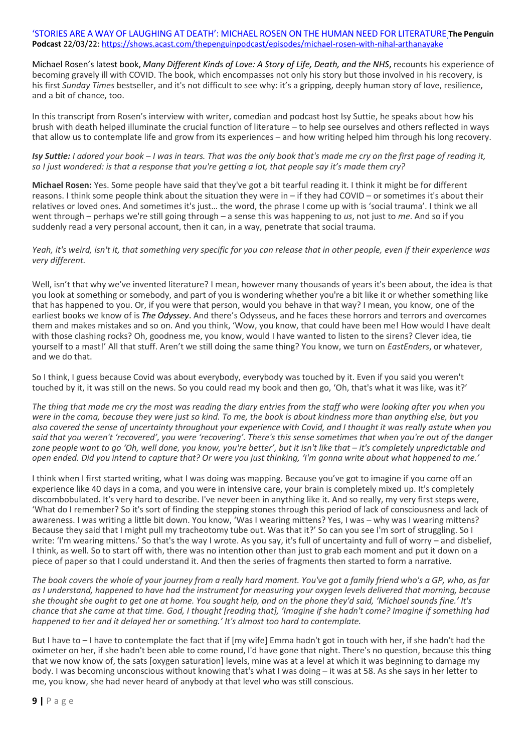'STORIES ARE A WAY OF LAUGHING AT DEATH': MICHAEL ROSEN ON THE HUMAN NEED FOR LITERATURE **The Penguin Podcast** 22/03/22: https://shows.acast.com/thepenguinpodcast/episodes/michael-rosen-with-nihal-arthanayake

Michael Rosen's latest book, *Many Different Kinds of Love: A Story of Life, Death, and the NHS*, recounts his experience of becoming gravely ill with COVID. The book, which encompasses not only his story but those involved in his recovery, is his first *Sunday Times* bestseller, and it's not difficult to see why: it's a gripping, deeply human story of love, resilience, and a bit of chance, too.

In this transcript from Rosen's interview with writer, comedian and podcast host Isy Suttie, he speaks about how his brush with death helped illuminate the crucial function of literature – to help see ourselves and others reflected in ways that allow us to contemplate life and grow from its experiences – and how writing helped him through his long recovery.

***Isy Suttie:*** *I adored your book – I was in tears. That was the only book that's made me cry on the first page of reading it, so I just wondered: is that a response that you're getting a lot, that people say it's made them cry?*

**Michael Rosen:** Yes. Some people have said that they've got a bit tearful reading it. I think it might be for different reasons. I think some people think about the situation they were in – if they had COVID – or sometimes it's about their relatives or loved ones. And sometimes it's just… the word, the phrase I come up with is 'social trauma'. I think we all went through – perhaps we're still going through – a sense this was happening to *us*, not just to *me*. And so if you suddenly read a very personal account, then it can, in a way, penetrate that social trauma.

*Yeah, it's weird, isn't it, that something very specific for you can release that in other people, even if their experience was very different.*

Well, isn't that why we've invented literature? I mean, however many thousands of years it's been about, the idea is that you look at something or somebody, and part of you is wondering whether you're a bit like it or whether something like that has happened to you. Or, if you were that person, would you behave in that way? I mean, you know, one of the earliest books we know of is ***The Odyssey***. And there's Odysseus, and he faces these horrors and terrors and overcomes them and makes mistakes and so on. And you think, 'Wow, you know, that could have been me! How would I have dealt with those clashing rocks? Oh, goodness me, you know, would I have wanted to listen to the sirens? Clever idea, tie yourself to a mast!' All that stuff. Aren't we still doing the same thing? You know, we turn on *EastEnders*, or whatever, and we do that.

So I think, I guess because Covid was about everybody, everybody was touched by it. Even if you said you weren't touched by it, it was still on the news. So you could read my book and then go, 'Oh, that's what it was like, was it?'

*The thing that made me cry the most was reading the diary entries from the staff who were looking after you when you were in the coma, because they were just so kind. To me, the book is about kindness more than anything else, but you also covered the sense of uncertainty throughout your experience with Covid, and I thought it was really astute when you said that you weren't 'recovered', you were 'recovering'. There's this sense sometimes that when you're out of the danger zone people want to go 'Oh, well done, you know, you're better', but it isn't like that – it's completely unpredictable and open ended. Did you intend to capture that? Or were you just thinking, 'I'm gonna write about what happened to me.'*

I think when I first started writing, what I was doing was mapping. Because you've got to imagine if you come off an experience like 40 days in a coma, and you were in intensive care, your brain is completely mixed up. It's completely discombobulated. It's very hard to describe. I've never been in anything like it. And so really, my very first steps were, 'What do I remember? So it's sort of finding the stepping stones through this period of lack of consciousness and lack of awareness. I was writing a little bit down. You know, 'Was I wearing mittens? Yes, I was – why was I wearing mittens? Because they said that I might pull my tracheotomy tube out. Was that it?' So can you see I'm sort of struggling. So I write: 'I'm wearing mittens.' So that's the way I wrote. As you say, it's full of uncertainty and full of worry – and disbelief, I think, as well. So to start off with, there was no intention other than just to grab each moment and put it down on a piece of paper so that I could understand it. And then the series of fragments then started to form a narrative.

*The book covers the whole of your journey from a really hard moment. You've got a family friend who's a GP, who, as far as I understand, happened to have had the instrument for measuring your oxygen levels delivered that morning, because she thought she ought to get one at home. You sought help, and on the phone they'd said, 'Michael sounds fine.' It's chance that she came at that time. God, I thought [reading that], 'Imagine if she hadn't come? Imagine if something had happened to her and it delayed her or something.' It's almost too hard to contemplate.*

But I have to – I have to contemplate the fact that if [my wife] Emma hadn't got in touch with her, if she hadn't had the oximeter on her, if she hadn't been able to come round, I'd have gone that night. There's no question, because this thing that we now know of, the sats [oxygen saturation] levels, mine was at a level at which it was beginning to damage my body. I was becoming unconscious without knowing that's what I was doing – it was at 58. As she says in her letter to me, you know, she had never heard of anybody at that level who was still conscious.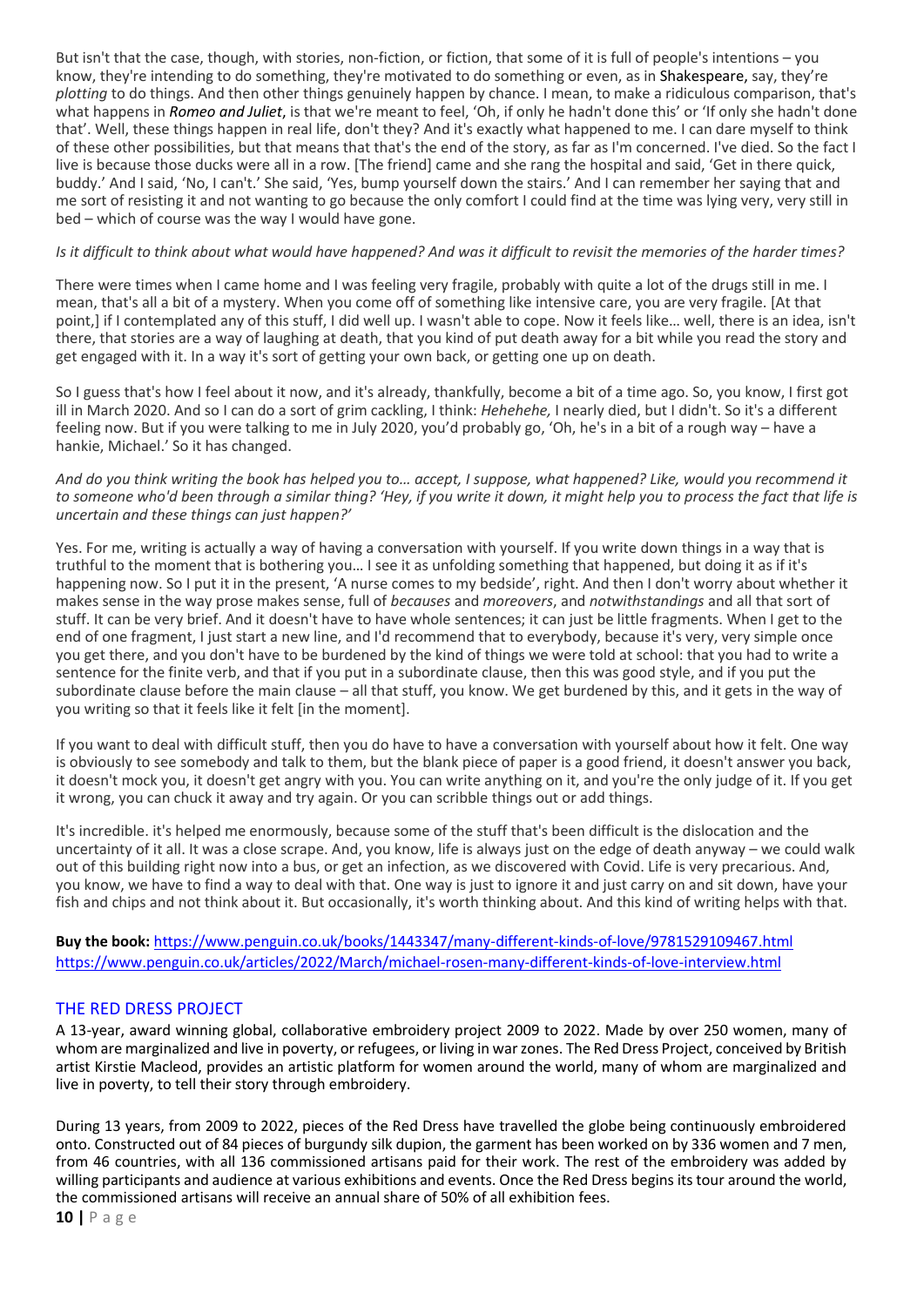But isn't that the case, though, with stories, non-fiction, or fiction, that some of it is full of people's intentions – you know, they're intending to do something, they're motivated to do something or even, as in Shakespeare, say, they're *plotting* to do things. And then other things genuinely happen by chance. I mean, to make a ridiculous comparison, that's what happens in ***Romeo and Juliet***, is that we're meant to feel, 'Oh, if only he hadn't done this' or 'If only she hadn't done that'. Well, these things happen in real life, don't they? And it's exactly what happened to me. I can dare myself to think of these other possibilities, but that means that that's the end of the story, as far as I'm concerned. I've died. So the fact I live is because those ducks were all in a row. [The friend] came and she rang the hospital and said, 'Get in there quick, buddy.' And I said, 'No, I can't.' She said, 'Yes, bump yourself down the stairs.' And I can remember her saying that and me sort of resisting it and not wanting to go because the only comfort I could find at the time was lying very, very still in bed – which of course was the way I would have gone.

*Is it difficult to think about what would have happened? And was it difficult to revisit the memories of the harder times?*

There were times when I came home and I was feeling very fragile, probably with quite a lot of the drugs still in me. I mean, that's all a bit of a mystery. When you come off of something like intensive care, you are very fragile. [At that point,] if I contemplated any of this stuff, I did well up. I wasn't able to cope. Now it feels like… well, there is an idea, isn't there, that stories are a way of laughing at death, that you kind of put death away for a bit while you read the story and get engaged with it. In a way it's sort of getting your own back, or getting one up on death.

So I guess that's how I feel about it now, and it's already, thankfully, become a bit of a time ago. So, you know, I first got ill in March 2020. And so I can do a sort of grim cackling, I think: *Hehehehe,* I nearly died, but I didn't. So it's a different feeling now. But if you were talking to me in July 2020, you'd probably go, 'Oh, he's in a bit of a rough way – have a hankie, Michael.' So it has changed.

*And do you think writing the book has helped you to… accept, I suppose, what happened? Like, would you recommend it to someone who'd been through a similar thing? 'Hey, if you write it down, it might help you to process the fact that life is uncertain and these things can just happen?'*

Yes. For me, writing is actually a way of having a conversation with yourself. If you write down things in a way that is truthful to the moment that is bothering you… I see it as unfolding something that happened, but doing it as if it's happening now. So I put it in the present, 'A nurse comes to my bedside', right. And then I don't worry about whether it makes sense in the way prose makes sense, full of *becauses* and *moreovers*, and *notwithstandings* and all that sort of stuff. It can be very brief. And it doesn't have to have whole sentences; it can just be little fragments. When I get to the end of one fragment, I just start a new line, and I'd recommend that to everybody, because it's very, very simple once you get there, and you don't have to be burdened by the kind of things we were told at school: that you had to write a sentence for the finite verb, and that if you put in a subordinate clause, then this was good style, and if you put the subordinate clause before the main clause – all that stuff, you know. We get burdened by this, and it gets in the way of you writing so that it feels like it felt [in the moment].

If you want to deal with difficult stuff, then you do have to have a conversation with yourself about how it felt. One way is obviously to see somebody and talk to them, but the blank piece of paper is a good friend, it doesn't answer you back, it doesn't mock you, it doesn't get angry with you. You can write anything on it, and you're the only judge of it. If you get it wrong, you can chuck it away and try again. Or you can scribble things out or add things.

It's incredible. it's helped me enormously, because some of the stuff that's been difficult is the dislocation and the uncertainty of it all. It was a close scrape. And, you know, life is always just on the edge of death anyway – we could walk out of this building right now into a bus, or get an infection, as we discovered with Covid. Life is very precarious. And, you know, we have to find a way to deal with that. One way is just to ignore it and just carry on and sit down, have your fish and chips and not think about it. But occasionally, it's worth thinking about. And this kind of writing helps with that.

**Buy the book:** https://www.penguin.co.uk/books/1443347/many-different-kinds-of-love/9781529109467.html
https://www.penguin.co.uk/articles/2022/March/michael-rosen-many-different-kinds-of-love-interview.html

## THE RED DRESS PROJECT

A 13-year, award winning global, collaborative embroidery project 2009 to 2022. Made by over 250 women, many of whom are marginalized and live in poverty, or refugees, or living in war zones. The Red Dress Project, conceived by British artist Kirstie Macleod, provides an artistic platform for women around the world, many of whom are marginalized and live in poverty, to tell their story through embroidery.

During 13 years, from 2009 to 2022, pieces of the Red Dress have travelled the globe being continuously embroidered onto. Constructed out of 84 pieces of burgundy silk dupion, the garment has been worked on by 336 women and 7 men, from 46 countries, with all 136 commissioned artisans paid for their work. The rest of the embroidery was added by willing participants and audience at various exhibitions and events. Once the Red Dress begins its tour around the world, the commissioned artisans will receive an annual share of 50% of all exhibition fees.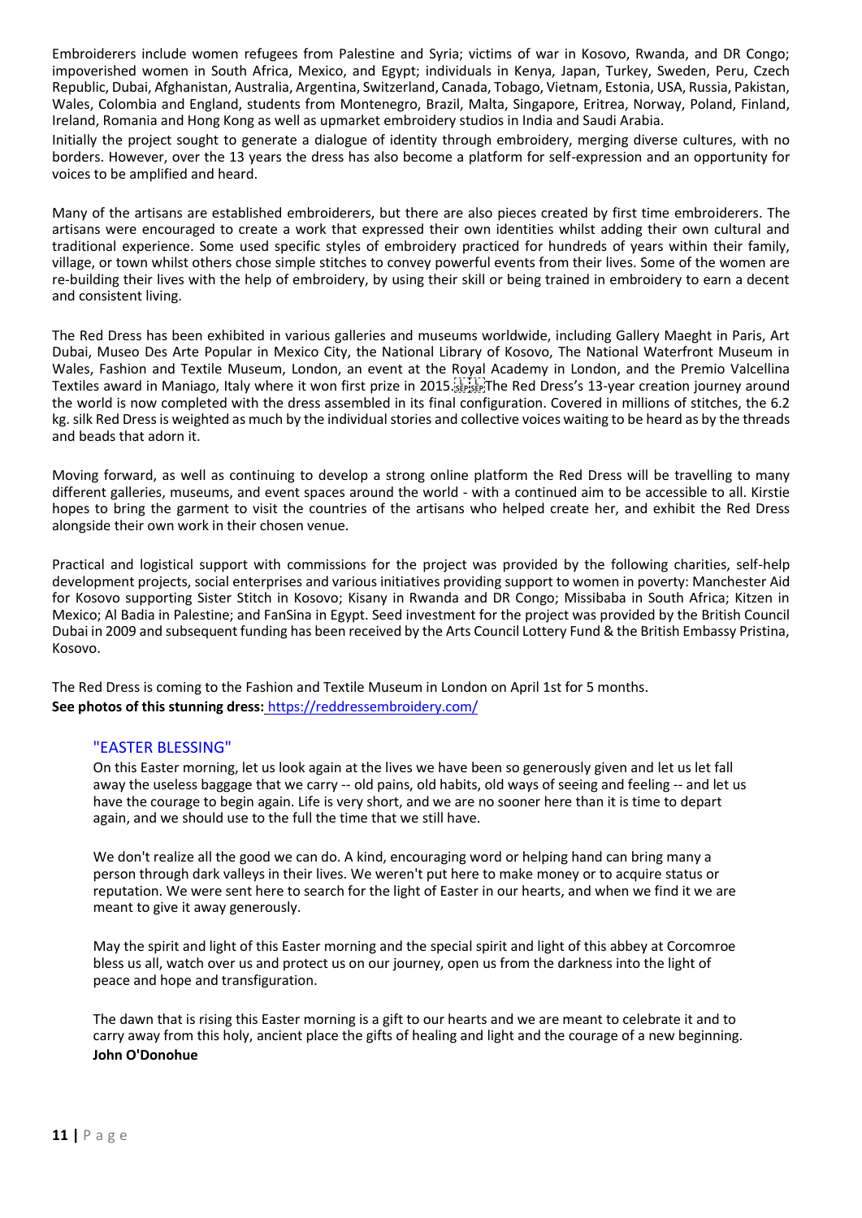Embroiderers include women refugees from Palestine and Syria; victims of war in Kosovo, Rwanda, and DR Congo; impoverished women in South Africa, Mexico, and Egypt; individuals in Kenya, Japan, Turkey, Sweden, Peru, Czech Republic, Dubai, Afghanistan, Australia, Argentina, Switzerland, Canada, Tobago, Vietnam, Estonia, USA, Russia, Pakistan, Wales, Colombia and England, students from Montenegro, Brazil, Malta, Singapore, Eritrea, Norway, Poland, Finland, Ireland, Romania and Hong Kong as well as upmarket embroidery studios in India and Saudi Arabia.

Initially the project sought to generate a dialogue of identity through embroidery, merging diverse cultures, with no borders. However, over the 13 years the dress has also become a platform for self-expression and an opportunity for voices to be amplified and heard.

Many of the artisans are established embroiderers, but there are also pieces created by first time embroiderers. The artisans were encouraged to create a work that expressed their own identities whilst adding their own cultural and traditional experience. Some used specific styles of embroidery practiced for hundreds of years within their family, village, or town whilst others chose simple stitches to convey powerful events from their lives. Some of the women are re-building their lives with the help of embroidery, by using their skill or being trained in embroidery to earn a decent and consistent living.

The Red Dress has been exhibited in various galleries and museums worldwide, including Gallery Maeght in Paris, Art Dubai, Museo Des Arte Popular in Mexico City, the National Library of Kosovo, The National Waterfront Museum in Wales, Fashion and Textile Museum, London, an event at the Royal Academy in London, and the Premio Valcellina Textiles award in Maniago, Italy where it won first prize in 2015. The Red Dress's 13-year creation journey around the world is now completed with the dress assembled in its final configuration. Covered in millions of stitches, the 6.2 kg. silk Red Dress is weighted as much by the individual stories and collective voices waiting to be heard as by the threads and beads that adorn it.

Moving forward, as well as continuing to develop a strong online platform the Red Dress will be travelling to many different galleries, museums, and event spaces around the world - with a continued aim to be accessible to all. Kirstie hopes to bring the garment to visit the countries of the artisans who helped create her, and exhibit the Red Dress alongside their own work in their chosen venue.

Practical and logistical support with commissions for the project was provided by the following charities, self-help development projects, social enterprises and various initiatives providing support to women in poverty: Manchester Aid for Kosovo supporting Sister Stitch in Kosovo; Kisany in Rwanda and DR Congo; Missibaba in South Africa; Kitzen in Mexico; Al Badia in Palestine; and FanSina in Egypt. Seed investment for the project was provided by the British Council Dubai in 2009 and subsequent funding has been received by the Arts Council Lottery Fund & the British Embassy Pristina, Kosovo.

The Red Dress is coming to the Fashion and Textile Museum in London on April 1st for 5 months.
**See photos of this stunning dress:** https://reddressembroidery.com/

## "EASTER BLESSING"

On this Easter morning, let us look again at the lives we have been so generously given and let us let fall away the useless baggage that we carry -- old pains, old habits, old ways of seeing and feeling -- and let us have the courage to begin again. Life is very short, and we are no sooner here than it is time to depart again, and we should use to the full the time that we still have.

We don't realize all the good we can do. A kind, encouraging word or helping hand can bring many a person through dark valleys in their lives. We weren't put here to make money or to acquire status or reputation. We were sent here to search for the light of Easter in our hearts, and when we find it we are meant to give it away generously.

May the spirit and light of this Easter morning and the special spirit and light of this abbey at Corcomroe bless us all, watch over us and protect us on our journey, open us from the darkness into the light of peace and hope and transfiguration.

The dawn that is rising this Easter morning is a gift to our hearts and we are meant to celebrate it and to carry away from this holy, ancient place the gifts of healing and light and the courage of a new beginning.
**John O'Donohue**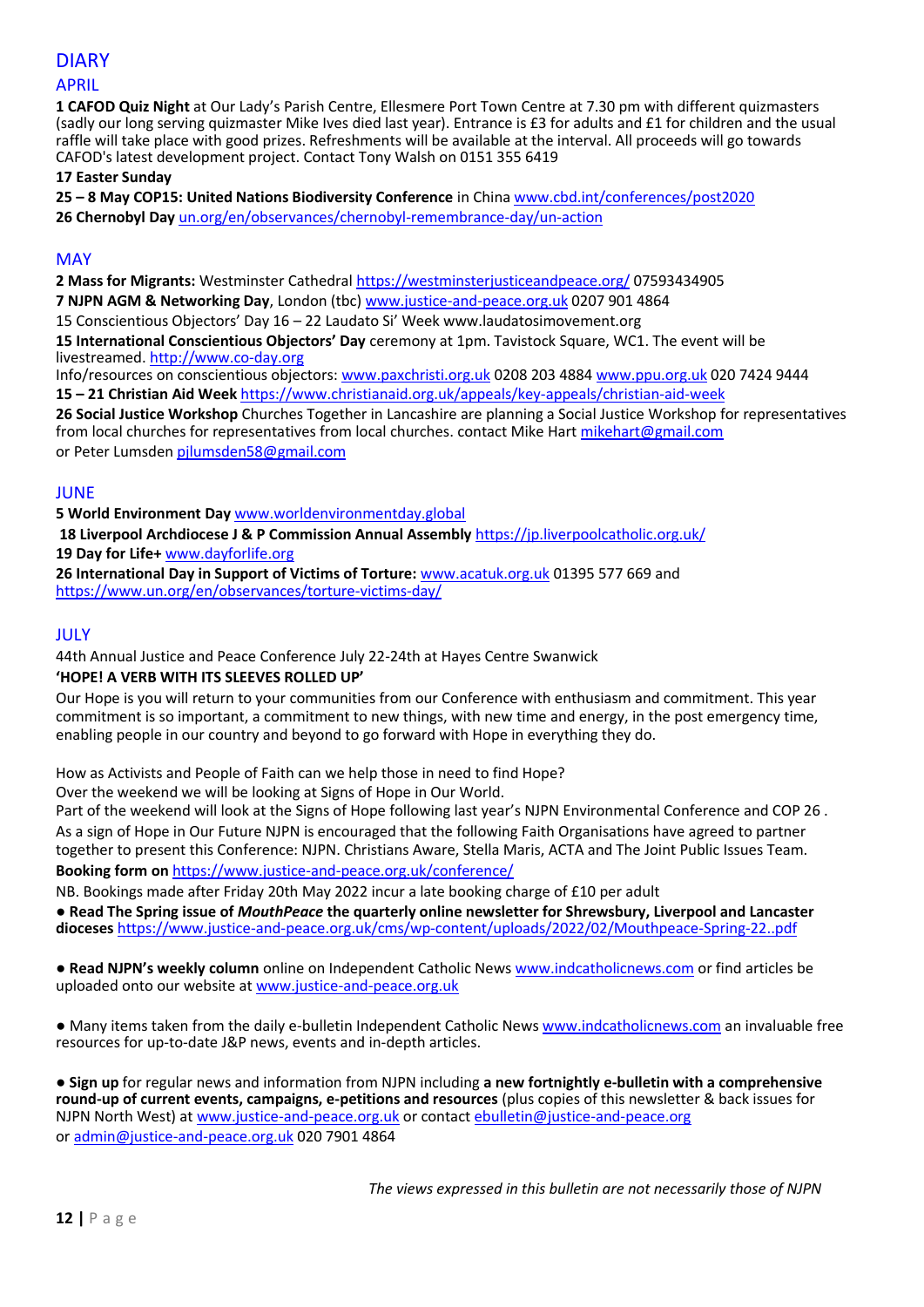## DIARY

### APRIL

**1 CAFOD Quiz Night** at Our Lady's Parish Centre, Ellesmere Port Town Centre at 7.30 pm with different quizmasters (sadly our long serving quizmaster Mike Ives died last year). Entrance is £3 for adults and £1 for children and the usual raffle will take place with good prizes. Refreshments will be available at the interval. All proceeds will go towards CAFOD's latest development project. Contact Tony Walsh on 0151 355 6419

**17 Easter Sunday**

**25 – 8 May COP15: United Nations Biodiversity Conference** in China www.cbd.int/conferences/post2020

**26 Chernobyl Day** un.org/en/observances/chernobyl-remembrance-day/un-action

### MAY

**2 Mass for Migrants:** Westminster Cathedral https://westminsterjusticeandpeace.org/ 07593434905

**7 NJPN AGM & Networking Day**, London (tbc) www.justice-and-peace.org.uk 0207 901 4864

15 Conscientious Objectors' Day 16 – 22 Laudato Si' Week www.laudatosimovement.org

**15 International Conscientious Objectors' Day** ceremony at 1pm. Tavistock Square, WC1. The event will be livestreamed. http://www.co-day.org

Info/resources on conscientious objectors: www.paxchristi.org.uk 0208 203 4884 www.ppu.org.uk 020 7424 9444

**15 – 21 Christian Aid Week** https://www.christianaid.org.uk/appeals/key-appeals/christian-aid-week

**26 Social Justice Workshop** Churches Together in Lancashire are planning a Social Justice Workshop for representatives from local churches for representatives from local churches. contact Mike Hart mikehart@gmail.com or Peter Lumsden pjlumsden58@gmail.com

### JUNE

**5 World Environment Day** www.worldenvironmentday.global

**18 Liverpool Archdiocese J & P Commission Annual Assembly** https://jp.liverpoolcatholic.org.uk/

**19 Day for Life+** www.dayforlife.org

**26 International Day in Support of Victims of Torture:** www.acatuk.org.uk 01395 577 669 and https://www.un.org/en/observances/torture-victims-day/

### JULY

44th Annual Justice and Peace Conference July 22-24th at Hayes Centre Swanwick

**'HOPE! A VERB WITH ITS SLEEVES ROLLED UP'**

Our Hope is you will return to your communities from our Conference with enthusiasm and commitment. This year commitment is so important, a commitment to new things, with new time and energy, in the post emergency time, enabling people in our country and beyond to go forward with Hope in everything they do.

How as Activists and People of Faith can we help those in need to find Hope?
Over the weekend we will be looking at Signs of Hope in Our World.
Part of the weekend will look at the Signs of Hope following last year's NJPN Environmental Conference and COP 26 .
As a sign of Hope in Our Future NJPN is encouraged that the following Faith Organisations have agreed to partner together to present this Conference: NJPN. Christians Aware, Stella Maris, ACTA and The Joint Public Issues Team.

**Booking form on** https://www.justice-and-peace.org.uk/conference/

NB. Bookings made after Friday 20th May 2022 incur a late booking charge of £10 per adult

- **Read The Spring issue of *MouthPeace* the quarterly online newsletter for Shrewsbury, Liverpool and Lancaster dioceses** https://www.justice-and-peace.org.uk/cms/wp-content/uploads/2022/02/Mouthpeace-Spring-22..pdf

- **Read NJPN's weekly column** online on Independent Catholic News www.indcatholicnews.com or find articles be uploaded onto our website at www.justice-and-peace.org.uk

- Many items taken from the daily e-bulletin Independent Catholic News www.indcatholicnews.com an invaluable free resources for up-to-date J&P news, events and in-depth articles.

- **Sign up** for regular news and information from NJPN including **a new fortnightly e-bulletin with a comprehensive round-up of current events, campaigns, e-petitions and resources** (plus copies of this newsletter & back issues for NJPN North West) at www.justice-and-peace.org.uk or contact ebulletin@justice-and-peace.org or admin@justice-and-peace.org.uk 020 7901 4864

*The views expressed in this bulletin are not necessarily those of NJPN*